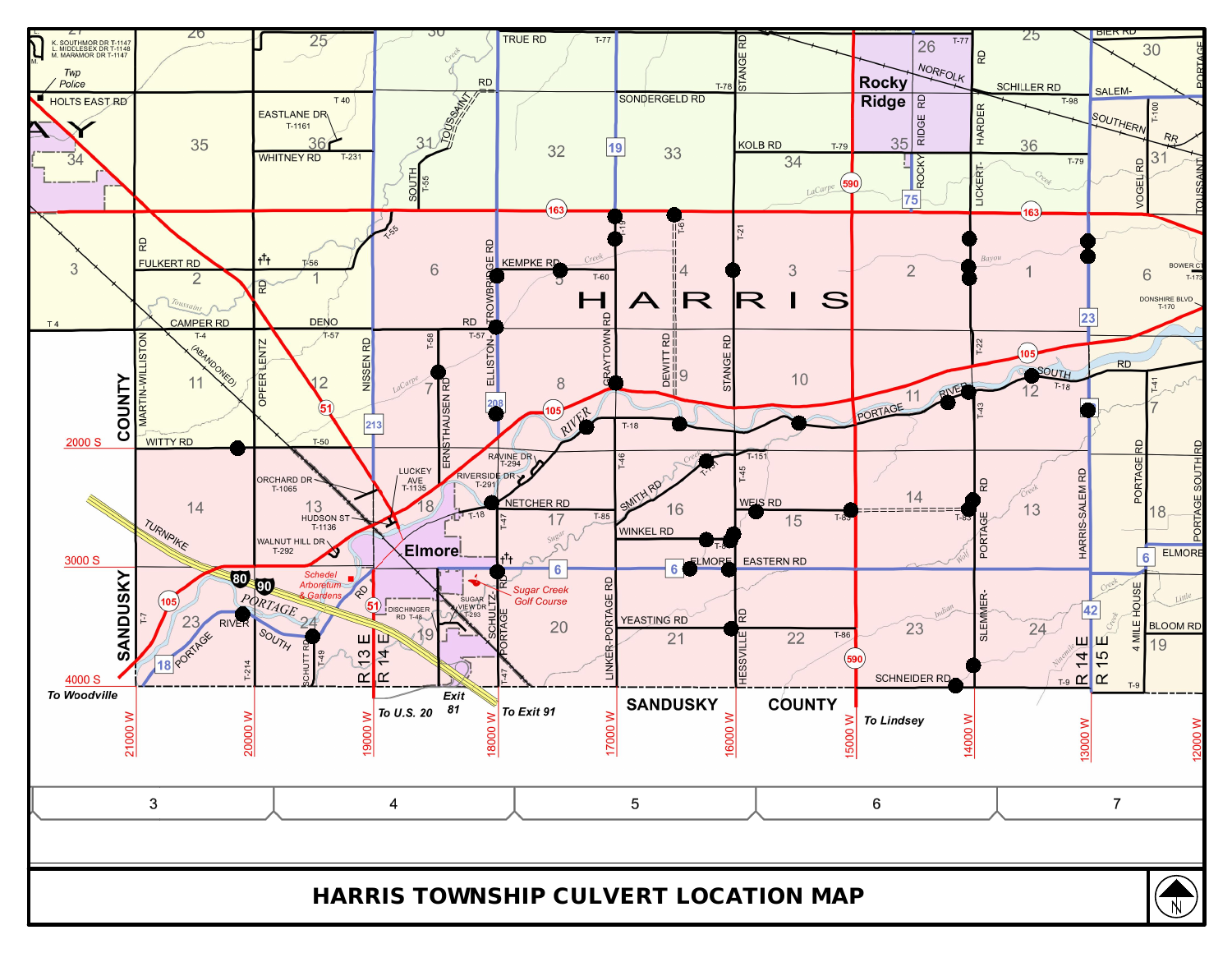# HARRIS TOWNSHIP CULVERT LOCATION MAP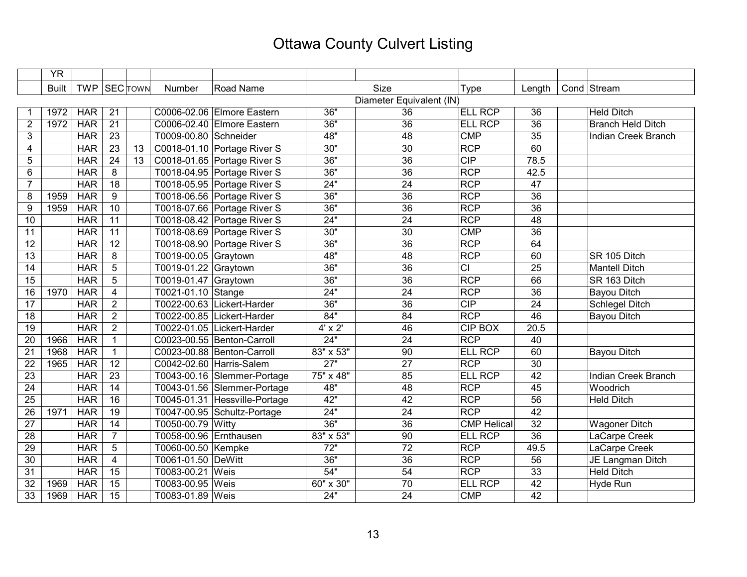# Ottawa County Culvert Listing

| | YR Built | TWP | SEC | TOWN | Number | Road Name | Size | Diameter Equivalent (IN) | Type | Length | Cond | Stream |
|---|---|---|---|---|---|---|---|---|---|---|---|---|
| 1 | 1972 | HAR | 21 | | C0006-02.06 | Elmore Eastern | 36" | 36 | ELL RCP | 36 | | Held Ditch |
| 2 | 1972 | HAR | 21 | | C0006-02.40 | Elmore Eastern | 36" | 36 | ELL RCP | 36 | | Branch Held Ditch |
| 3 | | HAR | 23 | | T0009-00.80 | Schneider | 48" | 48 | CMP | 35 | | Indian Creek Branch |
| 4 | | HAR | 23 | 13 | C0018-01.10 | Portage River S | 30" | 30 | RCP | 60 | | |
| 5 | | HAR | 24 | 13 | C0018-01.65 | Portage River S | 36" | 36 | CIP | 78.5 | | |
| 6 | | HAR | 8 | | T0018-04.95 | Portage River S | 36" | 36 | RCP | 42.5 | | |
| 7 | | HAR | 18 | | T0018-05.95 | Portage River S | 24" | 24 | RCP | 47 | | |
| 8 | 1959 | HAR | 9 | | T0018-06.56 | Portage River S | 36" | 36 | RCP | 36 | | |
| 9 | 1959 | HAR | 10 | | T0018-07.66 | Portage River S | 36" | 36 | RCP | 36 | | |
| 10 | | HAR | 11 | | T0018-08.42 | Portage River S | 24" | 24 | RCP | 48 | | |
| 11 | | HAR | 11 | | T0018-08.69 | Portage River S | 30" | 30 | CMP | 36 | | |
| 12 | | HAR | 12 | | T0018-08.90 | Portage River S | 36" | 36 | RCP | 64 | | |
| 13 | | HAR | 8 | | T0019-00.05 | Graytown | 48" | 48 | RCP | 60 | | SR 105 Ditch |
| 14 | | HAR | 5 | | T0019-01.22 | Graytown | 36" | 36 | CI | 25 | | Mantell Ditch |
| 15 | | HAR | 5 | | T0019-01.47 | Graytown | 36" | 36 | RCP | 66 | | SR 163 Ditch |
| 16 | 1970 | HAR | 4 | | T0021-01.10 | Stange | 24" | 24 | RCP | 36 | | Bayou Ditch |
| 17 | | HAR | 2 | | T0022-00.63 | Lickert-Harder | 36" | 36 | CIP | 24 | | Schlegel Ditch |
| 18 | | HAR | 2 | | T0022-00.85 | Lickert-Harder | 84" | 84 | RCP | 46 | | Bayou Ditch |
| 19 | | HAR | 2 | | T0022-01.05 | Lickert-Harder | 4' x 2' | 46 | CIP BOX | 20.5 | | |
| 20 | 1966 | HAR | 1 | | C0023-00.55 | Benton-Carroll | 24" | 24 | RCP | 40 | | |
| 21 | 1968 | HAR | 1 | | C0023-00.88 | Benton-Carroll | 83" x 53" | 90 | ELL RCP | 60 | | Bayou Ditch |
| 22 | 1965 | HAR | 12 | | C0042-02.60 | Harris-Salem | 27" | 27 | RCP | 30 | | |
| 23 | | HAR | 23 | | T0043-00.16 | Slemmer-Portage | 75" x 48" | 85 | ELL RCP | 42 | | Indian Creek Branch |
| 24 | | HAR | 14 | | T0043-01.56 | Slemmer-Portage | 48" | 48 | RCP | 45 | | Woodrich |
| 25 | | HAR | 16 | | T0045-01.31 | Hessville-Portage | 42" | 42 | RCP | 56 | | Held Ditch |
| 26 | 1971 | HAR | 19 | | T0047-00.95 | Schultz-Portage | 24" | 24 | RCP | 42 | | |
| 27 | | HAR | 14 | | T0050-00.79 | Witty | 36" | 36 | CMP Helical | 32 | | Wagoner Ditch |
| 28 | | HAR | 7 | | T0058-00.96 | Ernthausen | 83" x 53" | 90 | ELL RCP | 36 | | LaCarpe Creek |
| 29 | | HAR | 5 | | T0060-00.50 | Kempke | 72" | 72 | RCP | 49.5 | | LaCarpe Creek |
| 30 | | HAR | 4 | | T0061-01.50 | DeWitt | 36" | 36 | RCP | 56 | | JE Langman Ditch |
| 31 | | HAR | 15 | | T0083-00.21 | Weis | 54" | 54 | RCP | 33 | | Held Ditch |
| 32 | 1969 | HAR | 15 | | T0083-00.95 | Weis | 60" x 30" | 70 | ELL RCP | 42 | | Hyde Run |
| 33 | 1969 | HAR | 15 | | T0083-01.89 | Weis | 24" | 24 | CMP | 42 | | |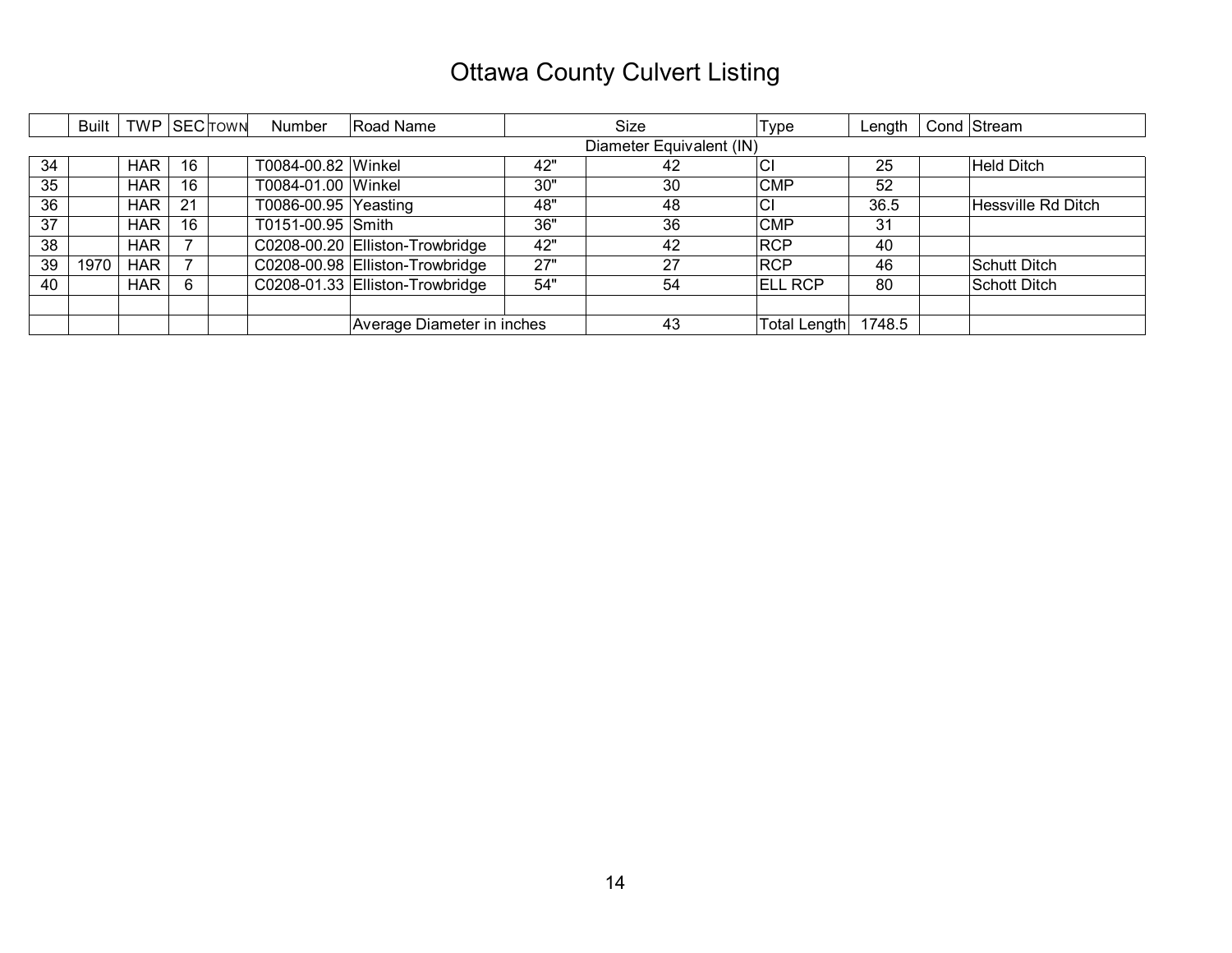# Ottawa County Culvert Listing

| | Built | TWP | SEC | TOWN | Number | Road Name | Size | | Type | Length | Cond | Stream |
|---|---|---|---|---|---|---|---|---|---|---|---|---|
| | | | | | | | | Diameter Equivalent (IN) | | | | |
| 34 | | HAR | 16 | | T0084-00.82 | Winkel | 42" | 42 | CI | 25 | | Held Ditch |
| 35 | | HAR | 16 | | T0084-01.00 | Winkel | 30" | 30 | CMP | 52 | | |
| 36 | | HAR | 21 | | T0086-00.95 | Yeasting | 48" | 48 | CI | 36.5 | | Hessville Rd Ditch |
| 37 | | HAR | 16 | | T0151-00.95 | Smith | 36" | 36 | CMP | 31 | | |
| 38 | | HAR | 7 | | C0208-00.20 | Elliston-Trowbridge | 42" | 42 | RCP | 40 | | |
| 39 | 1970 | HAR | 7 | | C0208-00.98 | Elliston-Trowbridge | 27" | 27 | RCP | 46 | | Schutt Ditch |
| 40 | | HAR | 6 | | C0208-01.33 | Elliston-Trowbridge | 54" | 54 | ELL RCP | 80 | | Schott Ditch |
| | | | | | | | | | | | | |
| | | | | | | Average Diameter in inches | | 43 | Total Length | 1748.5 | | |